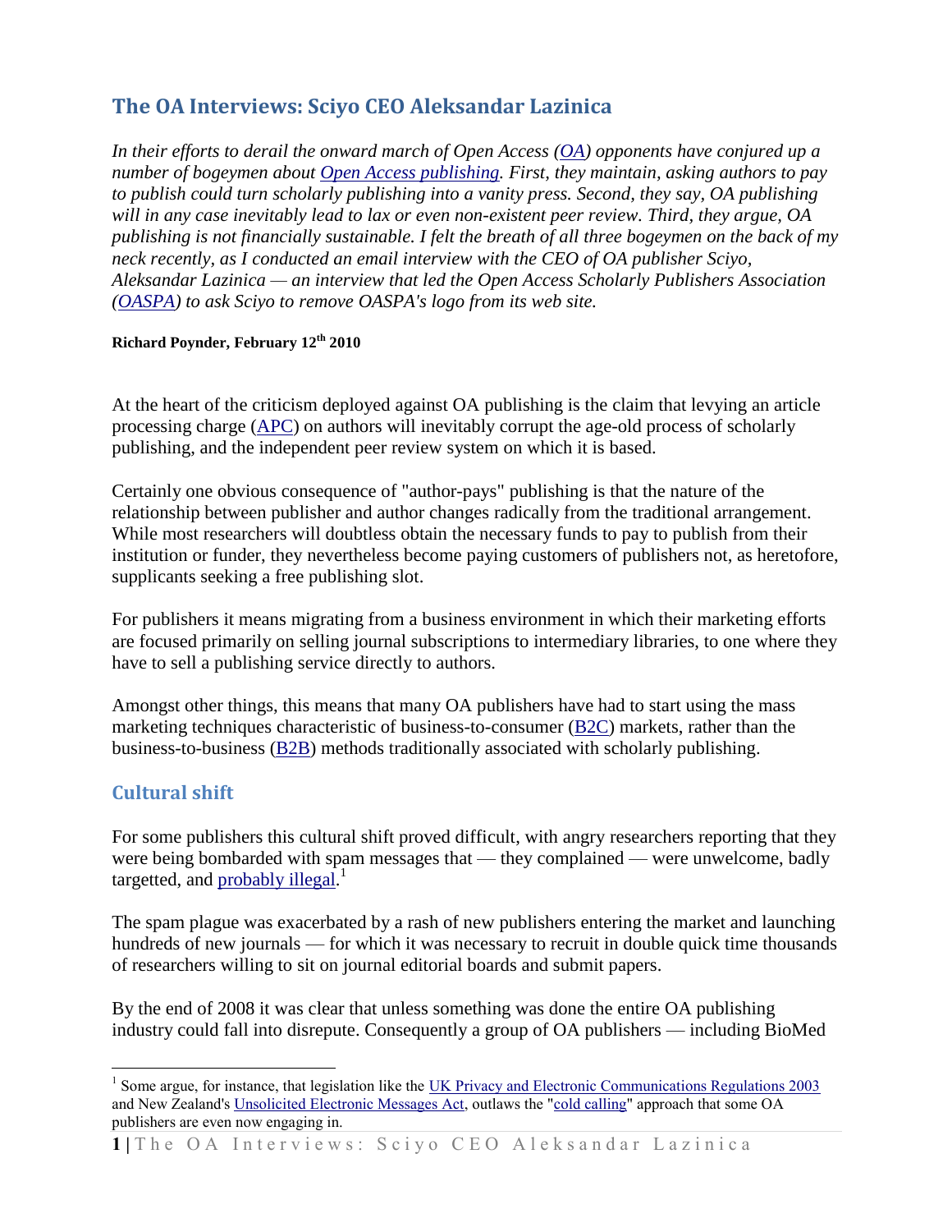# The OA Interviews: Sciyo CEO Aleksandar Lazinica

*In their efforts to derail the onward march of Open Access (OA) opponents have conjured up a number of bogeymen about Open Access publishing. First, they maintain, asking authors to pay to publish could turn scholarly publishing into a vanity press. Second, they say, OA publishing will in any case inevitably lead to lax or even non-existent peer review. Third, they argue, OA publishing is not financially sustainable. I felt the breath of all three bogeymen on the back of my neck recently, as I conducted an email interview with the CEO of OA publisher Sciyo, Aleksandar Lazinica — an interview that led the Open Access Scholarly Publishers Association (OASPA) to ask Sciyo to remove OASPA's logo from its web site.*

**Richard Poynder, February 12th 2010**

At the heart of the criticism deployed against OA publishing is the claim that levying an article processing charge (APC) on authors will inevitably corrupt the age-old process of scholarly publishing, and the independent peer review system on which it is based.

Certainly one obvious consequence of "author-pays" publishing is that the nature of the relationship between publisher and author changes radically from the traditional arrangement. While most researchers will doubtless obtain the necessary funds to pay to publish from their institution or funder, they nevertheless become paying customers of publishers not, as heretofore, supplicants seeking a free publishing slot.

For publishers it means migrating from a business environment in which their marketing efforts are focused primarily on selling journal subscriptions to intermediary libraries, to one where they have to sell a publishing service directly to authors.

Amongst other things, this means that many OA publishers have had to start using the mass marketing techniques characteristic of business-to-consumer (B2C) markets, rather than the business-to-business (B2B) methods traditionally associated with scholarly publishing.

## Cultural shift

For some publishers this cultural shift proved difficult, with angry researchers reporting that they were being bombarded with spam messages that — they complained — were unwelcome, badly targetted, and probably illegal.[1]

The spam plague was exacerbated by a rash of new publishers entering the market and launching hundreds of new journals — for which it was necessary to recruit in double quick time thousands of researchers willing to sit on journal editorial boards and submit papers.

By the end of 2008 it was clear that unless something was done the entire OA publishing industry could fall into disrepute. Consequently a group of OA publishers — including BioMed

[1] Some argue, for instance, that legislation like the UK Privacy and Electronic Communications Regulations 2003 and New Zealand's Unsolicited Electronic Messages Act, outlaws the "cold calling" approach that some OA publishers are even now engaging in.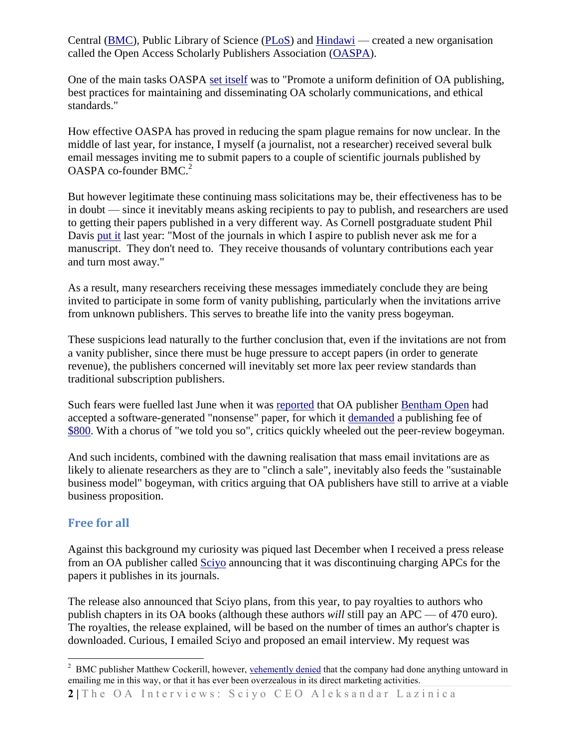Central (BMC), Public Library of Science (PLoS) and Hindawi — created a new organisation called the Open Access Scholarly Publishers Association (OASPA).

One of the main tasks OASPA set itself was to "Promote a uniform definition of OA publishing, best practices for maintaining and disseminating OA scholarly communications, and ethical standards."

How effective OASPA has proved in reducing the spam plague remains for now unclear. In the middle of last year, for instance, I myself (a journalist, not a researcher) received several bulk email messages inviting me to submit papers to a couple of scientific journals published by OASPA co-founder BMC.[2]

But however legitimate these continuing mass solicitations may be, their effectiveness has to be in doubt — since it inevitably means asking recipients to pay to publish, and researchers are used to getting their papers published in a very different way. As Cornell postgraduate student Phil Davis put it last year: "Most of the journals in which I aspire to publish never ask me for a manuscript. They don't need to. They receive thousands of voluntary contributions each year and turn most away."

As a result, many researchers receiving these messages immediately conclude they are being invited to participate in some form of vanity publishing, particularly when the invitations arrive from unknown publishers. This serves to breathe life into the vanity press bogeyman.

These suspicions lead naturally to the further conclusion that, even if the invitations are not from a vanity publisher, since there must be huge pressure to accept papers (in order to generate revenue), the publishers concerned will inevitably set more lax peer review standards than traditional subscription publishers.

Such fears were fuelled last June when it was reported that OA publisher Bentham Open had accepted a software-generated "nonsense" paper, for which it demanded a publishing fee of $800. With a chorus of "we told you so", critics quickly wheeled out the peer-review bogeyman.

And such incidents, combined with the dawning realisation that mass email invitations are as likely to alienate researchers as they are to "clinch a sale", inevitably also feeds the "sustainable business model" bogeyman, with critics arguing that OA publishers have still to arrive at a viable business proposition.

## Free for all

Against this background my curiosity was piqued last December when I received a press release from an OA publisher called Sciyo announcing that it was discontinuing charging APCs for the papers it publishes in its journals.

The release also announced that Sciyo plans, from this year, to pay royalties to authors who publish chapters in its OA books (although these authors *will* still pay an APC — of 470 euro). The royalties, the release explained, will be based on the number of times an author's chapter is downloaded. Curious, I emailed Sciyo and proposed an email interview. My request was

---

[2] BMC publisher Matthew Cockerill, however, vehemently denied that the company had done anything untoward in emailing me in this way, or that it has ever been overzealous in its direct marketing activities.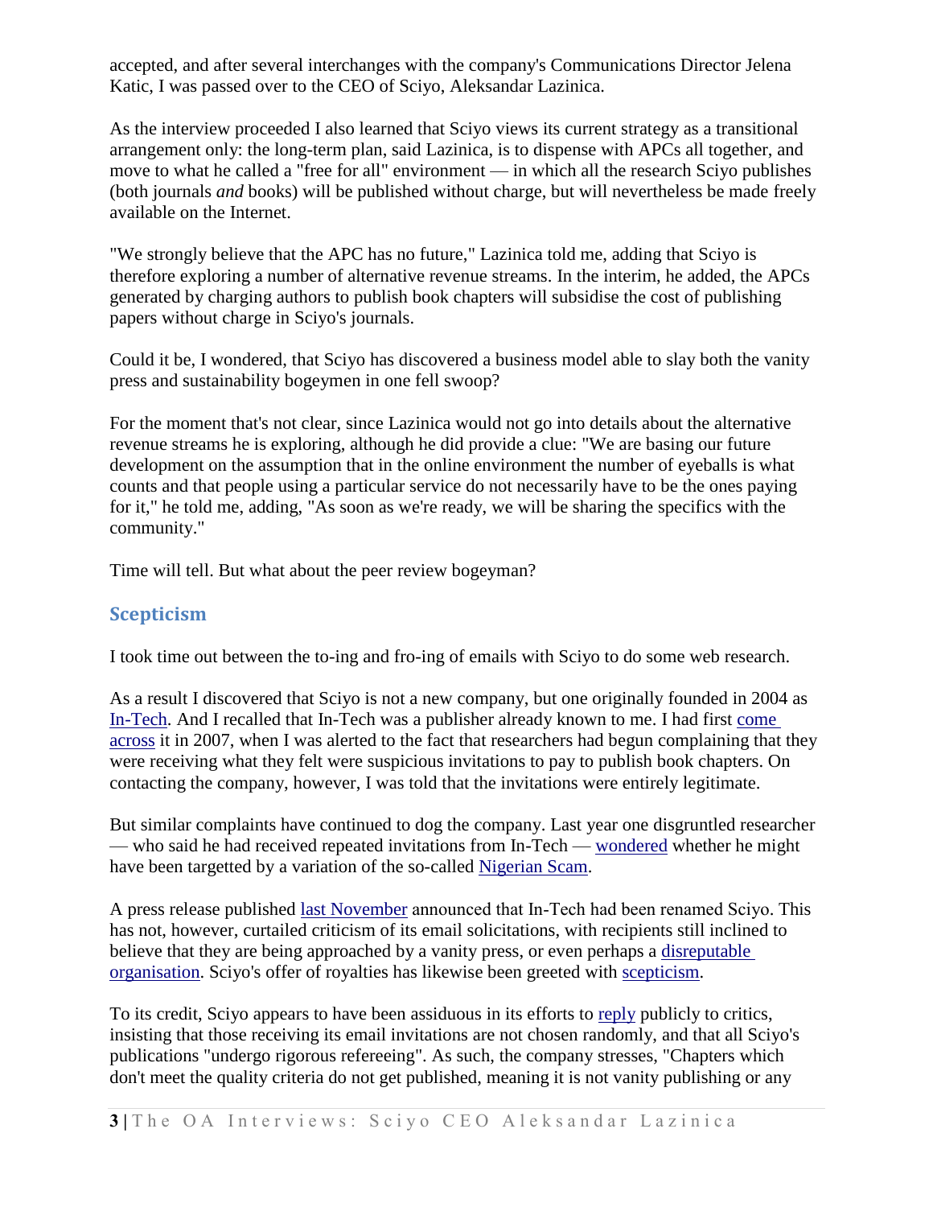accepted, and after several interchanges with the company's Communications Director Jelena Katic, I was passed over to the CEO of Sciyo, Aleksandar Lazinica.

As the interview proceeded I also learned that Sciyo views its current strategy as a transitional arrangement only: the long-term plan, said Lazinica, is to dispense with APCs all together, and move to what he called a "free for all" environment — in which all the research Sciyo publishes (both journals *and* books) will be published without charge, but will nevertheless be made freely available on the Internet.

"We strongly believe that the APC has no future," Lazinica told me, adding that Sciyo is therefore exploring a number of alternative revenue streams. In the interim, he added, the APCs generated by charging authors to publish book chapters will subsidise the cost of publishing papers without charge in Sciyo's journals.

Could it be, I wondered, that Sciyo has discovered a business model able to slay both the vanity press and sustainability bogeymen in one fell swoop?

For the moment that's not clear, since Lazinica would not go into details about the alternative revenue streams he is exploring, although he did provide a clue: "We are basing our future development on the assumption that in the online environment the number of eyeballs is what counts and that people using a particular service do not necessarily have to be the ones paying for it," he told me, adding, "As soon as we're ready, we will be sharing the specifics with the community."

Time will tell. But what about the peer review bogeyman?

## Scepticism

I took time out between the to-ing and fro-ing of emails with Sciyo to do some web research.

As a result I discovered that Sciyo is not a new company, but one originally founded in 2004 as In-Tech. And I recalled that In-Tech was a publisher already known to me. I had first come across it in 2007, when I was alerted to the fact that researchers had begun complaining that they were receiving what they felt were suspicious invitations to pay to publish book chapters. On contacting the company, however, I was told that the invitations were entirely legitimate.

But similar complaints have continued to dog the company. Last year one disgruntled researcher — who said he had received repeated invitations from In-Tech — wondered whether he might have been targetted by a variation of the so-called Nigerian Scam.

A press release published last November announced that In-Tech had been renamed Sciyo. This has not, however, curtailed criticism of its email solicitations, with recipients still inclined to believe that they are being approached by a vanity press, or even perhaps a disreputable organisation. Sciyo's offer of royalties has likewise been greeted with scepticism.

To its credit, Sciyo appears to have been assiduous in its efforts to reply publicly to critics, insisting that those receiving its email invitations are not chosen randomly, and that all Sciyo's publications "undergo rigorous refereeing". As such, the company stresses, "Chapters which don't meet the quality criteria do not get published, meaning it is not vanity publishing or any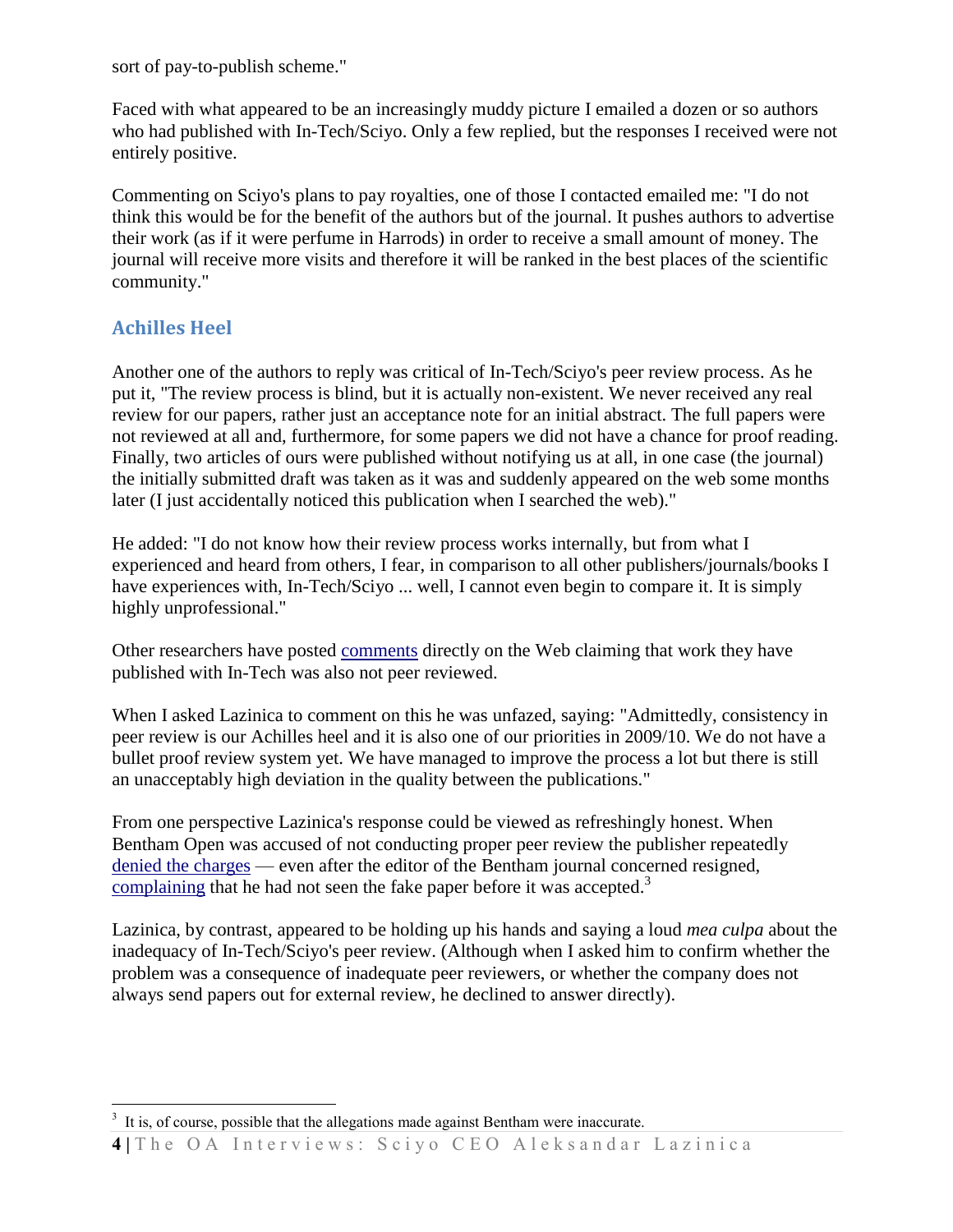sort of pay-to-publish scheme."

Faced with what appeared to be an increasingly muddy picture I emailed a dozen or so authors who had published with In-Tech/Sciyo. Only a few replied, but the responses I received were not entirely positive.

Commenting on Sciyo's plans to pay royalties, one of those I contacted emailed me: "I do not think this would be for the benefit of the authors but of the journal. It pushes authors to advertise their work (as if it were perfume in Harrods) in order to receive a small amount of money. The journal will receive more visits and therefore it will be ranked in the best places of the scientific community."

## Achilles Heel

Another one of the authors to reply was critical of In-Tech/Sciyo's peer review process. As he put it, "The review process is blind, but it is actually non-existent. We never received any real review for our papers, rather just an acceptance note for an initial abstract. The full papers were not reviewed at all and, furthermore, for some papers we did not have a chance for proof reading. Finally, two articles of ours were published without notifying us at all, in one case (the journal) the initially submitted draft was taken as it was and suddenly appeared on the web some months later (I just accidentally noticed this publication when I searched the web)."

He added: "I do not know how their review process works internally, but from what I experienced and heard from others, I fear, in comparison to all other publishers/journals/books I have experiences with, In-Tech/Sciyo ... well, I cannot even begin to compare it. It is simply highly unprofessional."

Other researchers have posted comments directly on the Web claiming that work they have published with In-Tech was also not peer reviewed.

When I asked Lazinica to comment on this he was unfazed, saying: "Admittedly, consistency in peer review is our Achilles heel and it is also one of our priorities in 2009/10. We do not have a bullet proof review system yet. We have managed to improve the process a lot but there is still an unacceptably high deviation in the quality between the publications."

From one perspective Lazinica's response could be viewed as refreshingly honest. When Bentham Open was accused of not conducting proper peer review the publisher repeatedly denied the charges — even after the editor of the Bentham journal concerned resigned, complaining that he had not seen the fake paper before it was accepted.[3]

Lazinica, by contrast, appeared to be holding up his hands and saying a loud *mea culpa* about the inadequacy of In-Tech/Sciyo's peer review. (Although when I asked him to confirm whether the problem was a consequence of inadequate peer reviewers, or whether the company does not always send papers out for external review, he declined to answer directly).

---

[3] It is, of course, possible that the allegations made against Bentham were inaccurate.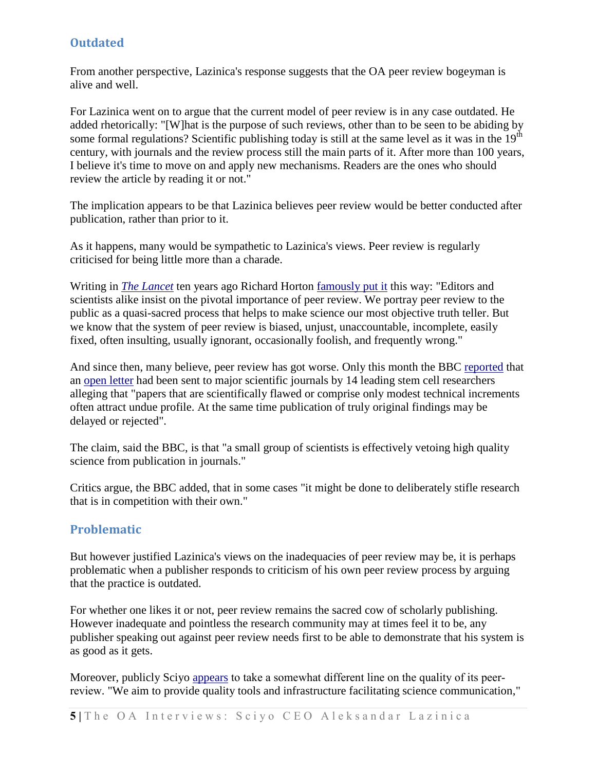## Outdated

From another perspective, Lazinica's response suggests that the OA peer review bogeyman is alive and well.

For Lazinica went on to argue that the current model of peer review is in any case outdated. He added rhetorically: "[W]hat is the purpose of such reviews, other than to be seen to be abiding by some formal regulations? Scientific publishing today is still at the same level as it was in the 19th century, with journals and the review process still the main parts of it. After more than 100 years, I believe it's time to move on and apply new mechanisms. Readers are the ones who should review the article by reading it or not."

The implication appears to be that Lazinica believes peer review would be better conducted after publication, rather than prior to it.

As it happens, many would be sympathetic to Lazinica's views. Peer review is regularly criticised for being little more than a charade.

Writing in *The Lancet* ten years ago Richard Horton famously put it this way: "Editors and scientists alike insist on the pivotal importance of peer review. We portray peer review to the public as a quasi-sacred process that helps to make science our most objective truth teller. But we know that the system of peer review is biased, unjust, unaccountable, incomplete, easily fixed, often insulting, usually ignorant, occasionally foolish, and frequently wrong."

And since then, many believe, peer review has got worse. Only this month the BBC reported that an open letter had been sent to major scientific journals by 14 leading stem cell researchers alleging that "papers that are scientifically flawed or comprise only modest technical increments often attract undue profile. At the same time publication of truly original findings may be delayed or rejected".

The claim, said the BBC, is that "a small group of scientists is effectively vetoing high quality science from publication in journals."

Critics argue, the BBC added, that in some cases "it might be done to deliberately stifle research that is in competition with their own."

## Problematic

But however justified Lazinica's views on the inadequacies of peer review may be, it is perhaps problematic when a publisher responds to criticism of his own peer review process by arguing that the practice is outdated.

For whether one likes it or not, peer review remains the sacred cow of scholarly publishing. However inadequate and pointless the research community may at times feel it to be, any publisher speaking out against peer review needs first to be able to demonstrate that his system is as good as it gets.

Moreover, publicly Sciyo appears to take a somewhat different line on the quality of its peer-review. "We aim to provide quality tools and infrastructure facilitating science communication,"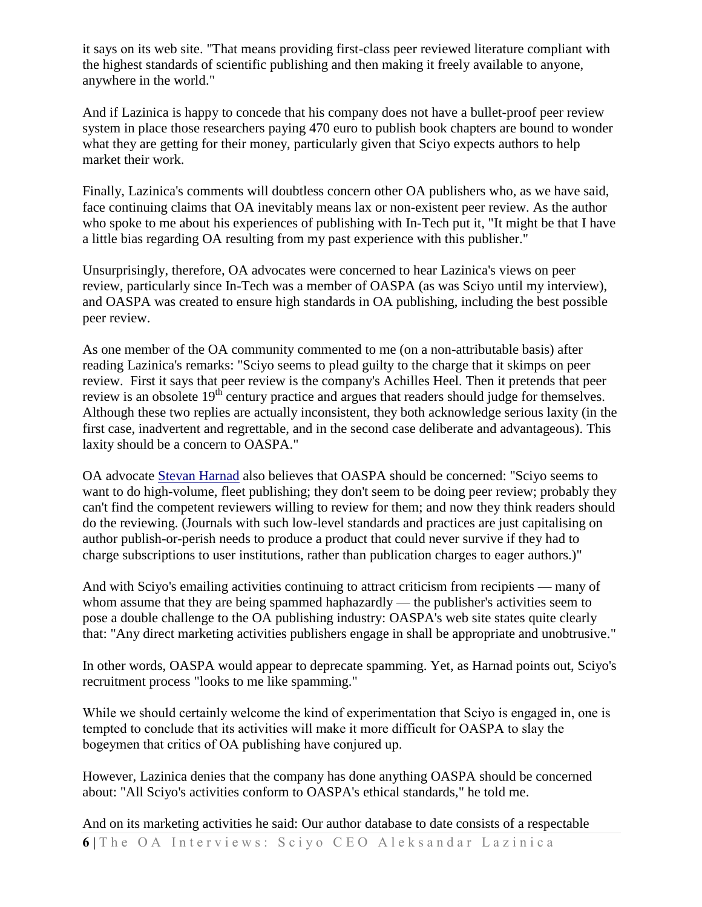it says on its web site. "That means providing first-class peer reviewed literature compliant with the highest standards of scientific publishing and then making it freely available to anyone, anywhere in the world."

And if Lazinica is happy to concede that his company does not have a bullet-proof peer review system in place those researchers paying 470 euro to publish book chapters are bound to wonder what they are getting for their money, particularly given that Sciyo expects authors to help market their work.

Finally, Lazinica's comments will doubtless concern other OA publishers who, as we have said, face continuing claims that OA inevitably means lax or non-existent peer review. As the author who spoke to me about his experiences of publishing with In-Tech put it, "It might be that I have a little bias regarding OA resulting from my past experience with this publisher."

Unsurprisingly, therefore, OA advocates were concerned to hear Lazinica's views on peer review, particularly since In-Tech was a member of OASPA (as was Sciyo until my interview), and OASPA was created to ensure high standards in OA publishing, including the best possible peer review.

As one member of the OA community commented to me (on a non-attributable basis) after reading Lazinica's remarks: "Sciyo seems to plead guilty to the charge that it skimps on peer review. First it says that peer review is the company's Achilles Heel. Then it pretends that peer review is an obsolete 19th century practice and argues that readers should judge for themselves. Although these two replies are actually inconsistent, they both acknowledge serious laxity (in the first case, inadvertent and regrettable, and in the second case deliberate and advantageous). This laxity should be a concern to OASPA."

OA advocate Stevan Harnad also believes that OASPA should be concerned: "Sciyo seems to want to do high-volume, fleet publishing; they don't seem to be doing peer review; probably they can't find the competent reviewers willing to review for them; and now they think readers should do the reviewing. (Journals with such low-level standards and practices are just capitalising on author publish-or-perish needs to produce a product that could never survive if they had to charge subscriptions to user institutions, rather than publication charges to eager authors.)"

And with Sciyo's emailing activities continuing to attract criticism from recipients — many of whom assume that they are being spammed haphazardly — the publisher's activities seem to pose a double challenge to the OA publishing industry: OASPA's web site states quite clearly that: "Any direct marketing activities publishers engage in shall be appropriate and unobtrusive."

In other words, OASPA would appear to deprecate spamming. Yet, as Harnad points out, Sciyo's recruitment process "looks to me like spamming."

While we should certainly welcome the kind of experimentation that Sciyo is engaged in, one is tempted to conclude that its activities will make it more difficult for OASPA to slay the bogeymen that critics of OA publishing have conjured up.

However, Lazinica denies that the company has done anything OASPA should be concerned about: "All Sciyo's activities conform to OASPA's ethical standards," he told me.

And on its marketing activities he said: Our author database to date consists of a respectable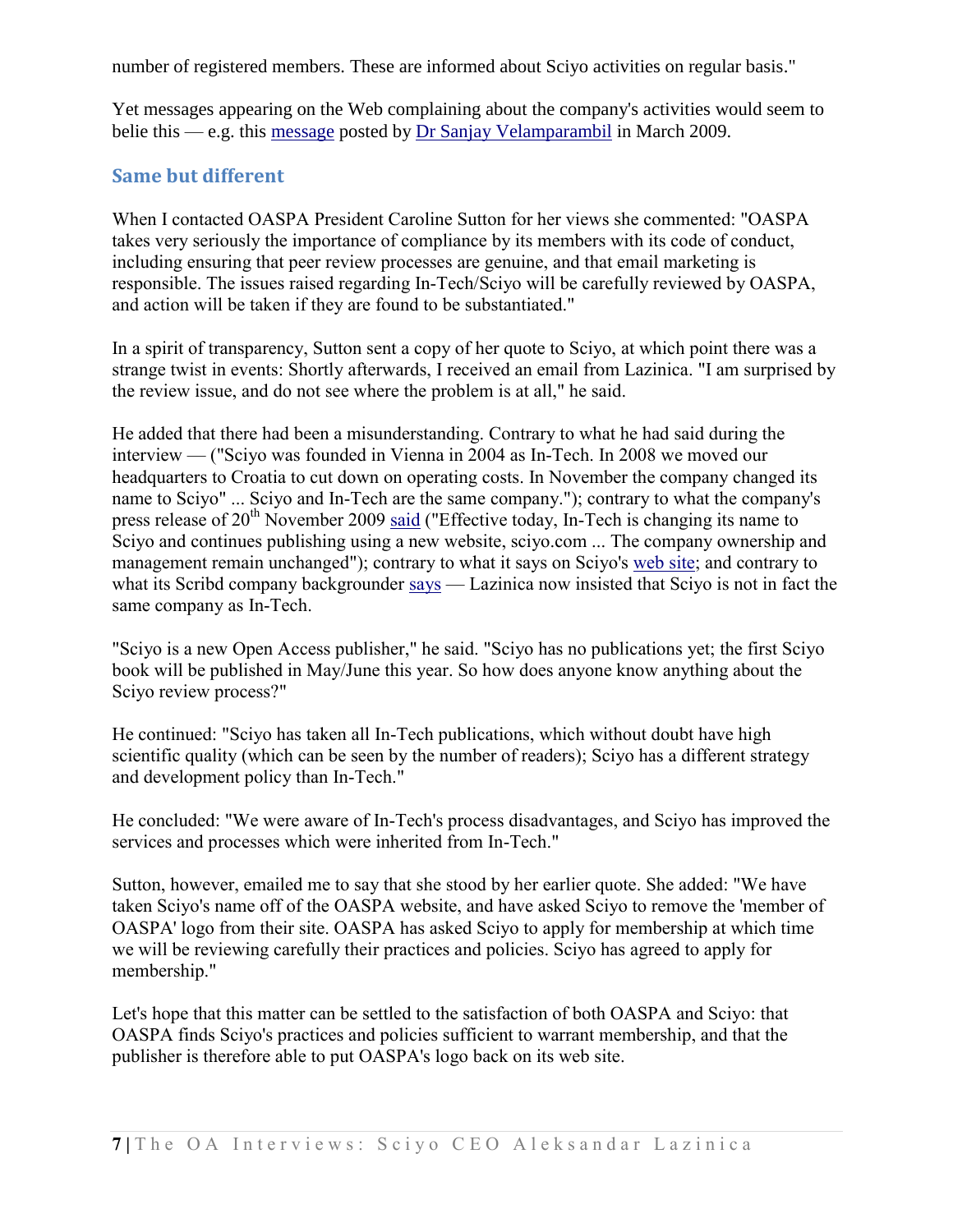number of registered members. These are informed about Sciyo activities on regular basis."

Yet messages appearing on the Web complaining about the company's activities would seem to belie this — e.g. this message posted by Dr Sanjay Velamparambil in March 2009.

## Same but different

When I contacted OASPA President Caroline Sutton for her views she commented: "OASPA takes very seriously the importance of compliance by its members with its code of conduct, including ensuring that peer review processes are genuine, and that email marketing is responsible. The issues raised regarding In-Tech/Sciyo will be carefully reviewed by OASPA, and action will be taken if they are found to be substantiated."

In a spirit of transparency, Sutton sent a copy of her quote to Sciyo, at which point there was a strange twist in events: Shortly afterwards, I received an email from Lazinica. "I am surprised by the review issue, and do not see where the problem is at all," he said.

He added that there had been a misunderstanding. Contrary to what he had said during the interview — ("Sciyo was founded in Vienna in 2004 as In-Tech. In 2008 we moved our headquarters to Croatia to cut down on operating costs. In November the company changed its name to Sciyo" ... Sciyo and In-Tech are the same company."); contrary to what the company's press release of 20th November 2009 said ("Effective today, In-Tech is changing its name to Sciyo and continues publishing using a new website, sciyo.com ... The company ownership and management remain unchanged"); contrary to what it says on Sciyo's web site; and contrary to what its Scribd company backgrounder says — Lazinica now insisted that Sciyo is not in fact the same company as In-Tech.

"Sciyo is a new Open Access publisher," he said. "Sciyo has no publications yet; the first Sciyo book will be published in May/June this year. So how does anyone know anything about the Sciyo review process?"

He continued: "Sciyo has taken all In-Tech publications, which without doubt have high scientific quality (which can be seen by the number of readers); Sciyo has a different strategy and development policy than In-Tech."

He concluded: "We were aware of In-Tech's process disadvantages, and Sciyo has improved the services and processes which were inherited from In-Tech."

Sutton, however, emailed me to say that she stood by her earlier quote. She added: "We have taken Sciyo's name off of the OASPA website, and have asked Sciyo to remove the 'member of OASPA' logo from their site. OASPA has asked Sciyo to apply for membership at which time we will be reviewing carefully their practices and policies. Sciyo has agreed to apply for membership."

Let's hope that this matter can be settled to the satisfaction of both OASPA and Sciyo: that OASPA finds Sciyo's practices and policies sufficient to warrant membership, and that the publisher is therefore able to put OASPA's logo back on its web site.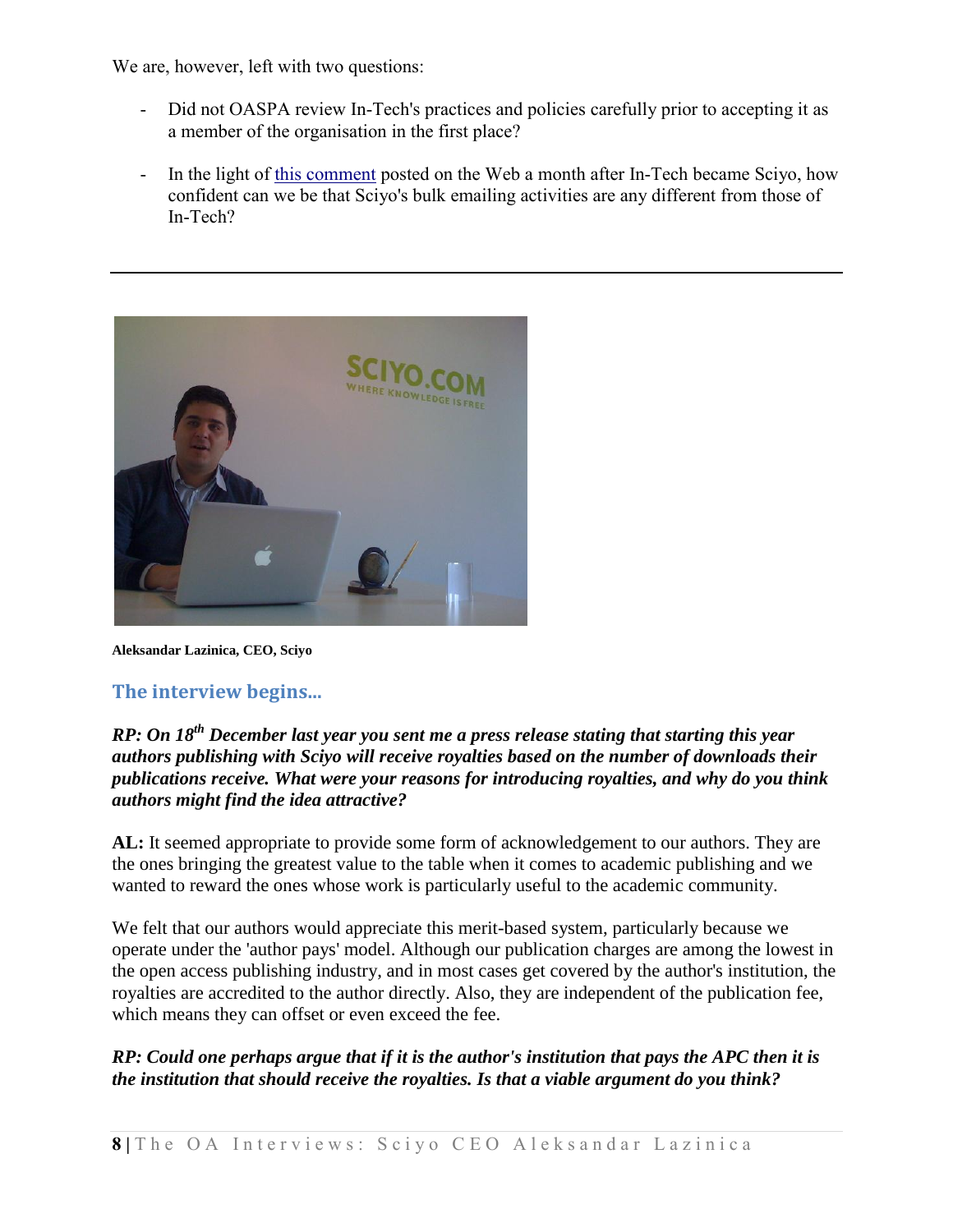We are, however, left with two questions:

- Did not OASPA review In-Tech's practices and policies carefully prior to accepting it as a member of the organisation in the first place?
- In the light of this comment posted on the Web a month after In-Tech became Sciyo, how confident can we be that Sciyo's bulk emailing activities are any different from those of In-Tech?

---

**Aleksandar Lazinica, CEO, Sciyo**

## The interview begins...

***RP: On 18th December last year you sent me a press release stating that starting this year authors publishing with Sciyo will receive royalties based on the number of downloads their publications receive. What were your reasons for introducing royalties, and why do you think authors might find the idea attractive?***

**AL:** It seemed appropriate to provide some form of acknowledgement to our authors. They are the ones bringing the greatest value to the table when it comes to academic publishing and we wanted to reward the ones whose work is particularly useful to the academic community.

We felt that our authors would appreciate this merit-based system, particularly because we operate under the 'author pays' model. Although our publication charges are among the lowest in the open access publishing industry, and in most cases get covered by the author's institution, the royalties are accredited to the author directly. Also, they are independent of the publication fee, which means they can offset or even exceed the fee.

***RP: Could one perhaps argue that if it is the author's institution that pays the APC then it is the institution that should receive the royalties. Is that a viable argument do you think?***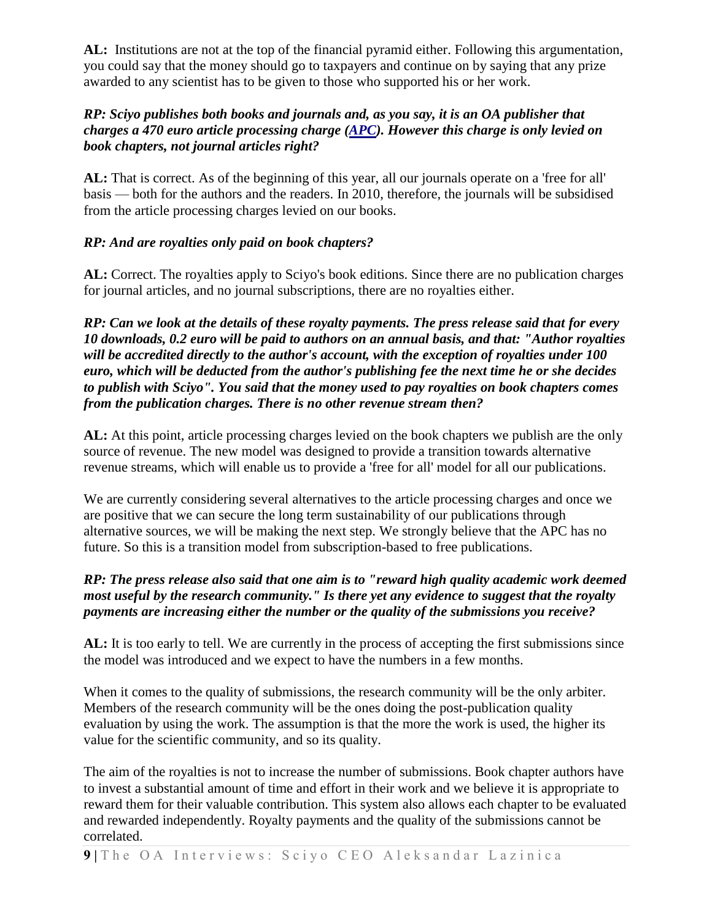**AL:** Institutions are not at the top of the financial pyramid either. Following this argumentation, you could say that the money should go to taxpayers and continue on by saying that any prize awarded to any scientist has to be given to those who supported his or her work.

***RP: Sciyo publishes both books and journals and, as you say, it is an OA publisher that charges a 470 euro article processing charge (APC). However this charge is only levied on book chapters, not journal articles right?***

**AL:** That is correct. As of the beginning of this year, all our journals operate on a 'free for all' basis — both for the authors and the readers. In 2010, therefore, the journals will be subsidised from the article processing charges levied on our books.

***RP: And are royalties only paid on book chapters?***

**AL:** Correct. The royalties apply to Sciyo's book editions. Since there are no publication charges for journal articles, and no journal subscriptions, there are no royalties either.

***RP: Can we look at the details of these royalty payments. The press release said that for every 10 downloads, 0.2 euro will be paid to authors on an annual basis, and that: "Author royalties will be accredited directly to the author's account, with the exception of royalties under 100 euro, which will be deducted from the author's publishing fee the next time he or she decides to publish with Sciyo". You said that the money used to pay royalties on book chapters comes from the publication charges. There is no other revenue stream then?***

**AL:** At this point, article processing charges levied on the book chapters we publish are the only source of revenue. The new model was designed to provide a transition towards alternative revenue streams, which will enable us to provide a 'free for all' model for all our publications.

We are currently considering several alternatives to the article processing charges and once we are positive that we can secure the long term sustainability of our publications through alternative sources, we will be making the next step. We strongly believe that the APC has no future. So this is a transition model from subscription-based to free publications.

***RP: The press release also said that one aim is to "reward high quality academic work deemed most useful by the research community." Is there yet any evidence to suggest that the royalty payments are increasing either the number or the quality of the submissions you receive?***

**AL:** It is too early to tell. We are currently in the process of accepting the first submissions since the model was introduced and we expect to have the numbers in a few months.

When it comes to the quality of submissions, the research community will be the only arbiter. Members of the research community will be the ones doing the post-publication quality evaluation by using the work. The assumption is that the more the work is used, the higher its value for the scientific community, and so its quality.

The aim of the royalties is not to increase the number of submissions. Book chapter authors have to invest a substantial amount of time and effort in their work and we believe it is appropriate to reward them for their valuable contribution. This system also allows each chapter to be evaluated and rewarded independently. Royalty payments and the quality of the submissions cannot be correlated.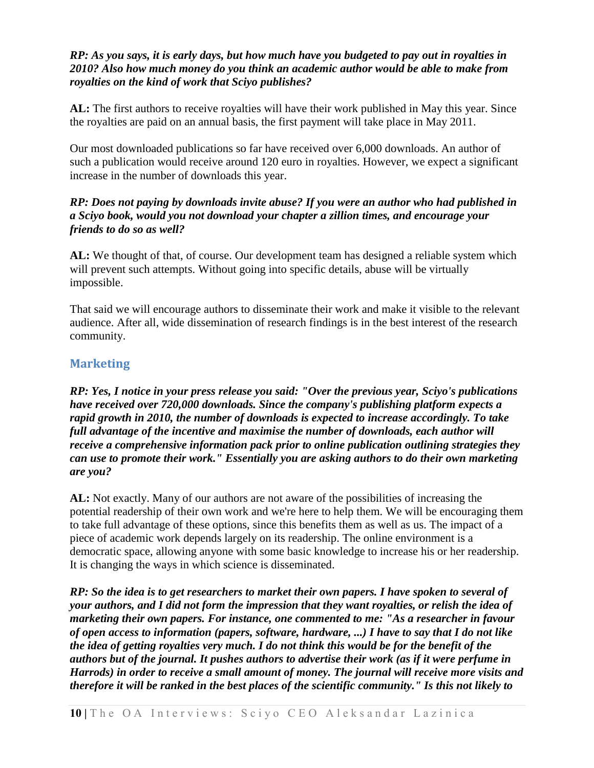***RP: As you says, it is early days, but how much have you budgeted to pay out in royalties in 2010? Also how much money do you think an academic author would be able to make from royalties on the kind of work that Sciyo publishes?***

**AL:** The first authors to receive royalties will have their work published in May this year. Since the royalties are paid on an annual basis, the first payment will take place in May 2011.

Our most downloaded publications so far have received over 6,000 downloads. An author of such a publication would receive around 120 euro in royalties. However, we expect a significant increase in the number of downloads this year.

***RP: Does not paying by downloads invite abuse? If you were an author who had published in a Sciyo book, would you not download your chapter a zillion times, and encourage your friends to do so as well?***

**AL:** We thought of that, of course. Our development team has designed a reliable system which will prevent such attempts. Without going into specific details, abuse will be virtually impossible.

That said we will encourage authors to disseminate their work and make it visible to the relevant audience. After all, wide dissemination of research findings is in the best interest of the research community.

## Marketing

***RP: Yes, I notice in your press release you said: "Over the previous year, Sciyo's publications have received over 720,000 downloads. Since the company's publishing platform expects a rapid growth in 2010, the number of downloads is expected to increase accordingly. To take full advantage of the incentive and maximise the number of downloads, each author will receive a comprehensive information pack prior to online publication outlining strategies they can use to promote their work." Essentially you are asking authors to do their own marketing are you?***

**AL:** Not exactly. Many of our authors are not aware of the possibilities of increasing the potential readership of their own work and we're here to help them. We will be encouraging them to take full advantage of these options, since this benefits them as well as us. The impact of a piece of academic work depends largely on its readership. The online environment is a democratic space, allowing anyone with some basic knowledge to increase his or her readership. It is changing the ways in which science is disseminated.

***RP: So the idea is to get researchers to market their own papers. I have spoken to several of your authors, and I did not form the impression that they want royalties, or relish the idea of marketing their own papers. For instance, one commented to me: "As a researcher in favour of open access to information (papers, software, hardware, ...) I have to say that I do not like the idea of getting royalties very much. I do not think this would be for the benefit of the authors but of the journal. It pushes authors to advertise their work (as if it were perfume in Harrods) in order to receive a small amount of money. The journal will receive more visits and therefore it will be ranked in the best places of the scientific community." Is this not likely to***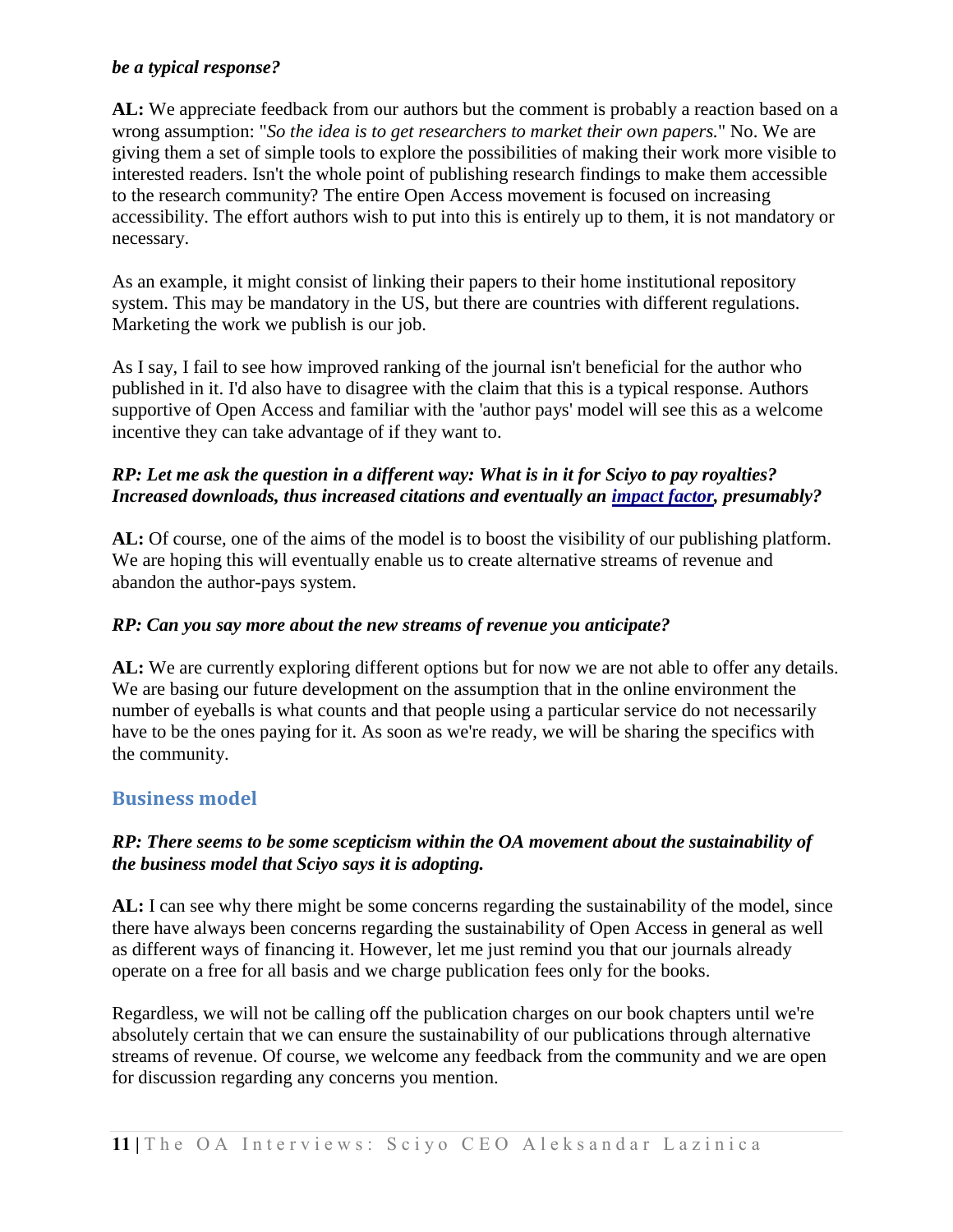***be a typical response?***

**AL:** We appreciate feedback from our authors but the comment is probably a reaction based on a wrong assumption: "*So the idea is to get researchers to market their own papers.*" No. We are giving them a set of simple tools to explore the possibilities of making their work more visible to interested readers. Isn't the whole point of publishing research findings to make them accessible to the research community? The entire Open Access movement is focused on increasing accessibility. The effort authors wish to put into this is entirely up to them, it is not mandatory or necessary.

As an example, it might consist of linking their papers to their home institutional repository system. This may be mandatory in the US, but there are countries with different regulations. Marketing the work we publish is our job.

As I say, I fail to see how improved ranking of the journal isn't beneficial for the author who published in it. I'd also have to disagree with the claim that this is a typical response. Authors supportive of Open Access and familiar with the 'author pays' model will see this as a welcome incentive they can take advantage of if they want to.

***RP: Let me ask the question in a different way: What is in it for Sciyo to pay royalties? Increased downloads, thus increased citations and eventually an impact factor, presumably?***

**AL:** Of course, one of the aims of the model is to boost the visibility of our publishing platform. We are hoping this will eventually enable us to create alternative streams of revenue and abandon the author-pays system.

***RP: Can you say more about the new streams of revenue you anticipate?***

**AL:** We are currently exploring different options but for now we are not able to offer any details. We are basing our future development on the assumption that in the online environment the number of eyeballs is what counts and that people using a particular service do not necessarily have to be the ones paying for it. As soon as we're ready, we will be sharing the specifics with the community.

## Business model

***RP: There seems to be some scepticism within the OA movement about the sustainability of the business model that Sciyo says it is adopting.***

**AL:** I can see why there might be some concerns regarding the sustainability of the model, since there have always been concerns regarding the sustainability of Open Access in general as well as different ways of financing it. However, let me just remind you that our journals already operate on a free for all basis and we charge publication fees only for the books.

Regardless, we will not be calling off the publication charges on our book chapters until we're absolutely certain that we can ensure the sustainability of our publications through alternative streams of revenue. Of course, we welcome any feedback from the community and we are open for discussion regarding any concerns you mention.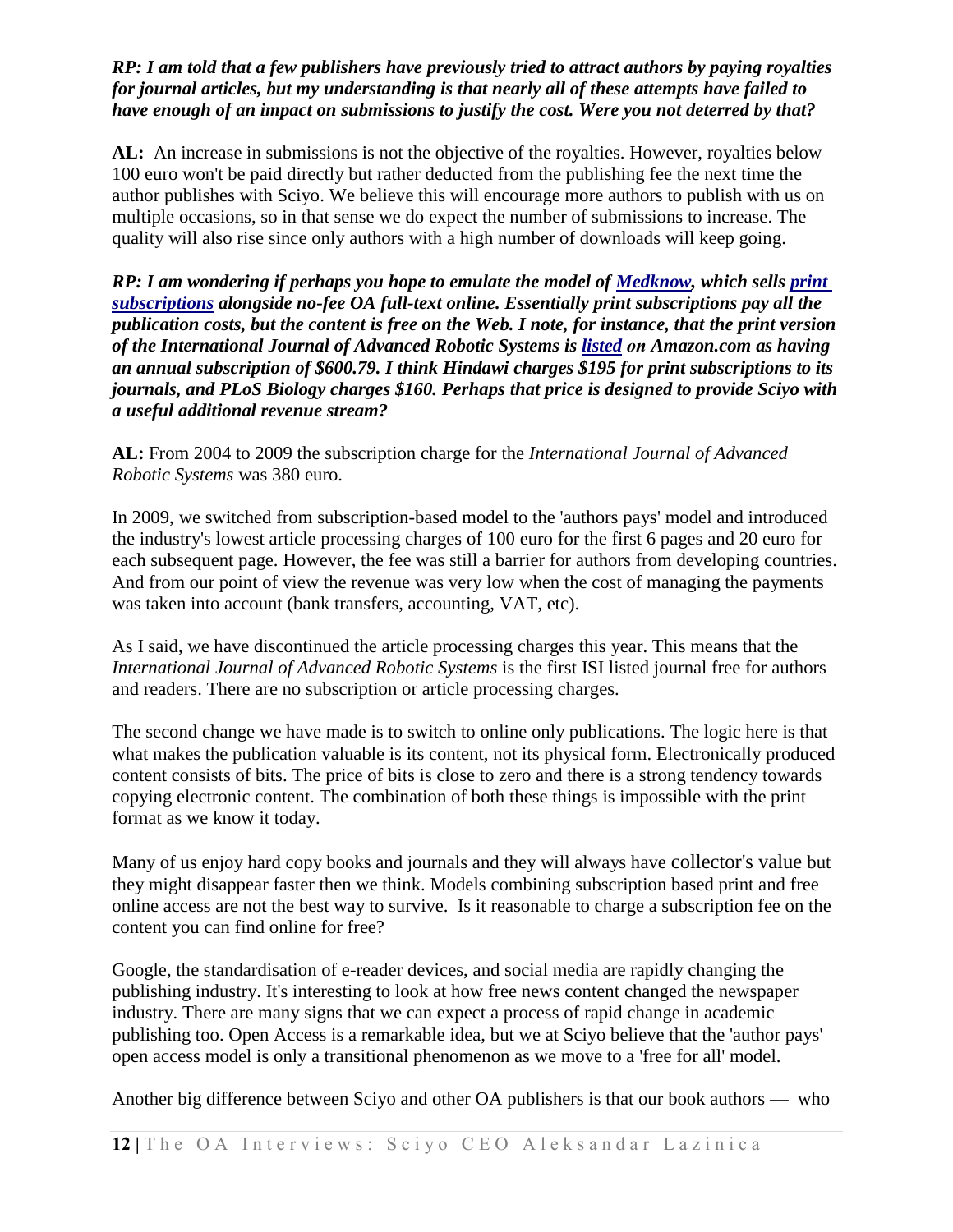***RP: I am told that a few publishers have previously tried to attract authors by paying royalties for journal articles, but my understanding is that nearly all of these attempts have failed to have enough of an impact on submissions to justify the cost. Were you not deterred by that?***

**AL:** An increase in submissions is not the objective of the royalties. However, royalties below 100 euro won't be paid directly but rather deducted from the publishing fee the next time the author publishes with Sciyo. We believe this will encourage more authors to publish with us on multiple occasions, so in that sense we do expect the number of submissions to increase. The quality will also rise since only authors with a high number of downloads will keep going.

***RP: I am wondering if perhaps you hope to emulate the model of Medknow, which sells print subscriptions alongside no-fee OA full-text online. Essentially print subscriptions pay all the publication costs, but the content is free on the Web. I note, for instance, that the print version of the International Journal of Advanced Robotic Systems is listed on Amazon.com as having an annual subscription of $600.79. I think Hindawi charges $195 for print subscriptions to its journals, and PLoS Biology charges $160. Perhaps that price is designed to provide Sciyo with a useful additional revenue stream?***

**AL:** From 2004 to 2009 the subscription charge for the *International Journal of Advanced Robotic Systems* was 380 euro.

In 2009, we switched from subscription-based model to the 'authors pays' model and introduced the industry's lowest article processing charges of 100 euro for the first 6 pages and 20 euro for each subsequent page. However, the fee was still a barrier for authors from developing countries. And from our point of view the revenue was very low when the cost of managing the payments was taken into account (bank transfers, accounting, VAT, etc).

As I said, we have discontinued the article processing charges this year. This means that the *International Journal of Advanced Robotic Systems* is the first ISI listed journal free for authors and readers. There are no subscription or article processing charges.

The second change we have made is to switch to online only publications. The logic here is that what makes the publication valuable is its content, not its physical form. Electronically produced content consists of bits. The price of bits is close to zero and there is a strong tendency towards copying electronic content. The combination of both these things is impossible with the print format as we know it today.

Many of us enjoy hard copy books and journals and they will always have collector's value but they might disappear faster then we think. Models combining subscription based print and free online access are not the best way to survive. Is it reasonable to charge a subscription fee on the content you can find online for free?

Google, the standardisation of e-reader devices, and social media are rapidly changing the publishing industry. It's interesting to look at how free news content changed the newspaper industry. There are many signs that we can expect a process of rapid change in academic publishing too. Open Access is a remarkable idea, but we at Sciyo believe that the 'author pays' open access model is only a transitional phenomenon as we move to a 'free for all' model.

Another big difference between Sciyo and other OA publishers is that our book authors — who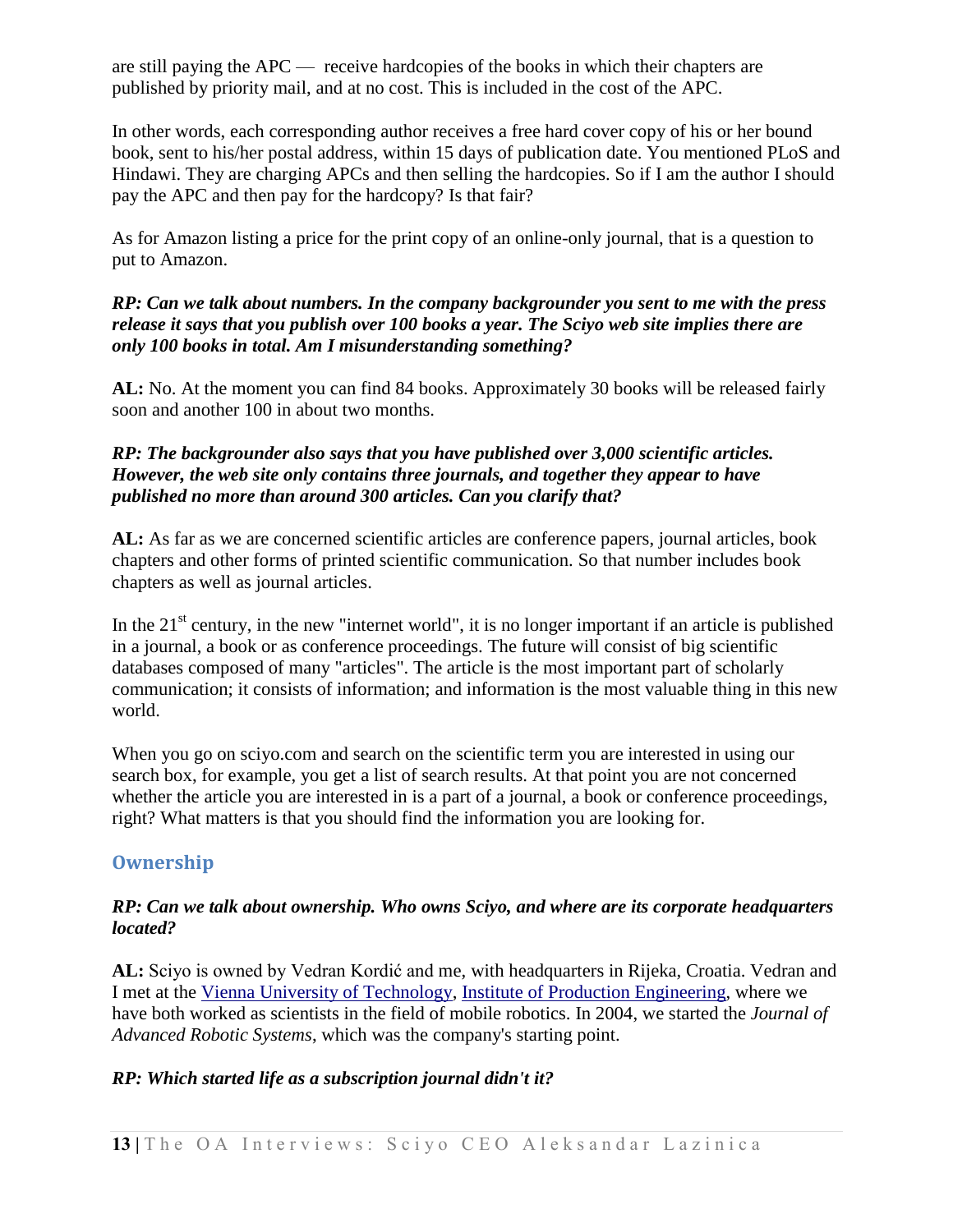are still paying the APC — receive hardcopies of the books in which their chapters are published by priority mail, and at no cost. This is included in the cost of the APC.

In other words, each corresponding author receives a free hard cover copy of his or her bound book, sent to his/her postal address, within 15 days of publication date. You mentioned PLoS and Hindawi. They are charging APCs and then selling the hardcopies. So if I am the author I should pay the APC and then pay for the hardcopy? Is that fair?

As for Amazon listing a price for the print copy of an online-only journal, that is a question to put to Amazon.

***RP: Can we talk about numbers. In the company backgrounder you sent to me with the press release it says that you publish over 100 books a year. The Sciyo web site implies there are only 100 books in total. Am I misunderstanding something?***

**AL:** No. At the moment you can find 84 books. Approximately 30 books will be released fairly soon and another 100 in about two months.

***RP: The backgrounder also says that you have published over 3,000 scientific articles. However, the web site only contains three journals, and together they appear to have published no more than around 300 articles. Can you clarify that?***

**AL:** As far as we are concerned scientific articles are conference papers, journal articles, book chapters and other forms of printed scientific communication. So that number includes book chapters as well as journal articles.

In the 21st century, in the new "internet world", it is no longer important if an article is published in a journal, a book or as conference proceedings. The future will consist of big scientific databases composed of many "articles". The article is the most important part of scholarly communication; it consists of information; and information is the most valuable thing in this new world.

When you go on sciyo.com and search on the scientific term you are interested in using our search box, for example, you get a list of search results. At that point you are not concerned whether the article you are interested in is a part of a journal, a book or conference proceedings, right? What matters is that you should find the information you are looking for.

## Ownership

***RP: Can we talk about ownership. Who owns Sciyo, and where are its corporate headquarters located?***

**AL:** Sciyo is owned by Vedran Kordić and me, with headquarters in Rijeka, Croatia. Vedran and I met at the Vienna University of Technology, Institute of Production Engineering, where we have both worked as scientists in the field of mobile robotics. In 2004, we started the *Journal of Advanced Robotic Systems*, which was the company's starting point.

***RP: Which started life as a subscription journal didn't it?***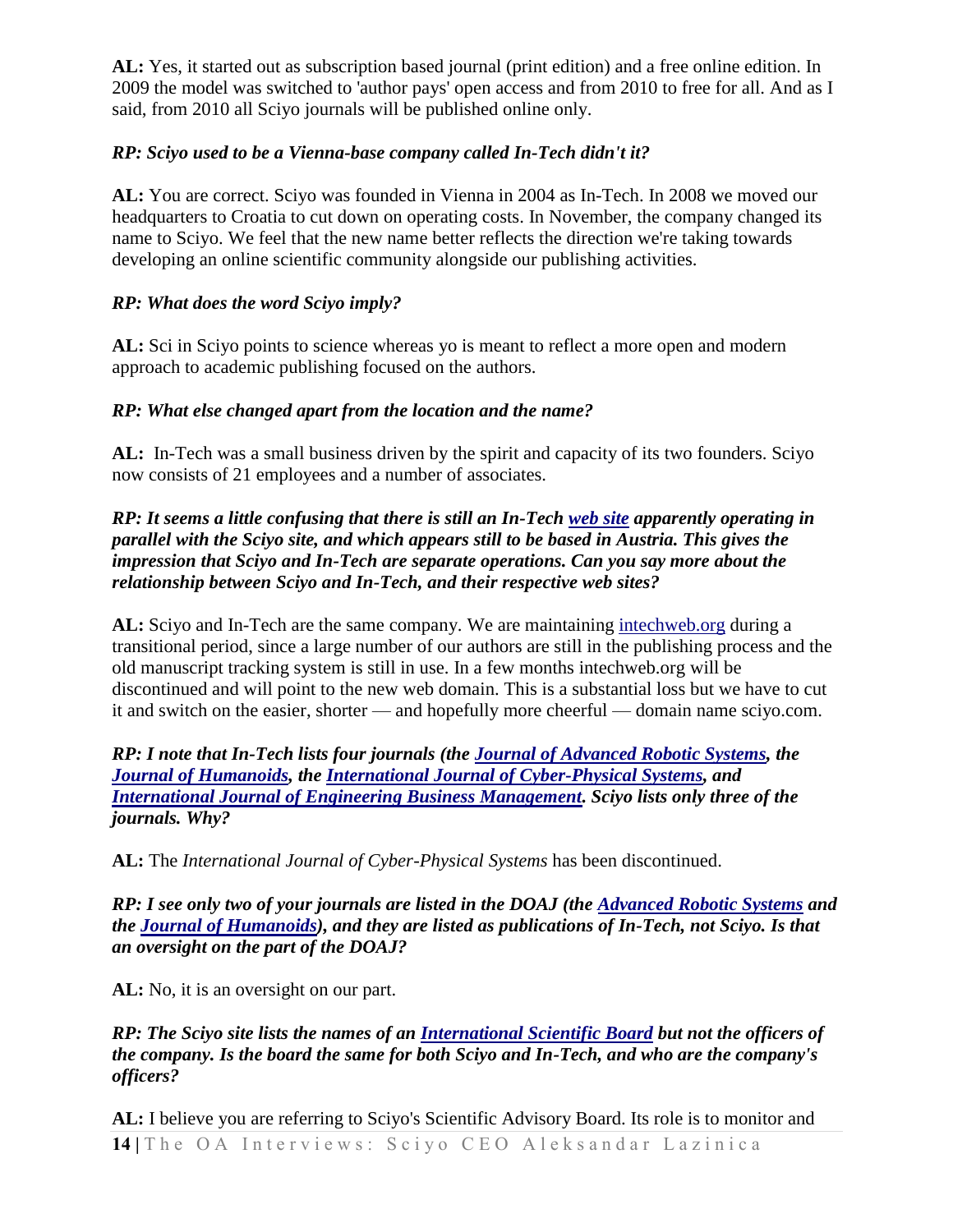**AL:** Yes, it started out as subscription based journal (print edition) and a free online edition. In 2009 the model was switched to 'author pays' open access and from 2010 to free for all. And as I said, from 2010 all Sciyo journals will be published online only.

***RP: Sciyo used to be a Vienna-base company called In-Tech didn't it?***

**AL:** You are correct. Sciyo was founded in Vienna in 2004 as In-Tech. In 2008 we moved our headquarters to Croatia to cut down on operating costs. In November, the company changed its name to Sciyo. We feel that the new name better reflects the direction we're taking towards developing an online scientific community alongside our publishing activities.

***RP: What does the word Sciyo imply?***

**AL:** Sci in Sciyo points to science whereas yo is meant to reflect a more open and modern approach to academic publishing focused on the authors.

***RP: What else changed apart from the location and the name?***

**AL:** In-Tech was a small business driven by the spirit and capacity of its two founders. Sciyo now consists of 21 employees and a number of associates.

***RP: It seems a little confusing that there is still an In-Tech web site apparently operating in parallel with the Sciyo site, and which appears still to be based in Austria. This gives the impression that Sciyo and In-Tech are separate operations. Can you say more about the relationship between Sciyo and In-Tech, and their respective web sites?***

**AL:** Sciyo and In-Tech are the same company. We are maintaining intechweb.org during a transitional period, since a large number of our authors are still in the publishing process and the old manuscript tracking system is still in use. In a few months intechweb.org will be discontinued and will point to the new web domain. This is a substantial loss but we have to cut it and switch on the easier, shorter — and hopefully more cheerful — domain name sciyo.com.

***RP: I note that In-Tech lists four journals (the Journal of Advanced Robotic Systems, the Journal of Humanoids, the International Journal of Cyber-Physical Systems, and International Journal of Engineering Business Management. Sciyo lists only three of the journals. Why?***

**AL:** The *International Journal of Cyber-Physical Systems* has been discontinued.

***RP: I see only two of your journals are listed in the DOAJ (the Advanced Robotic Systems and the Journal of Humanoids), and they are listed as publications of In-Tech, not Sciyo. Is that an oversight on the part of the DOAJ?***

**AL:** No, it is an oversight on our part.

***RP: The Sciyo site lists the names of an International Scientific Board but not the officers of the company. Is the board the same for both Sciyo and In-Tech, and who are the company's officers?***

**AL:** I believe you are referring to Sciyo's Scientific Advisory Board. Its role is to monitor and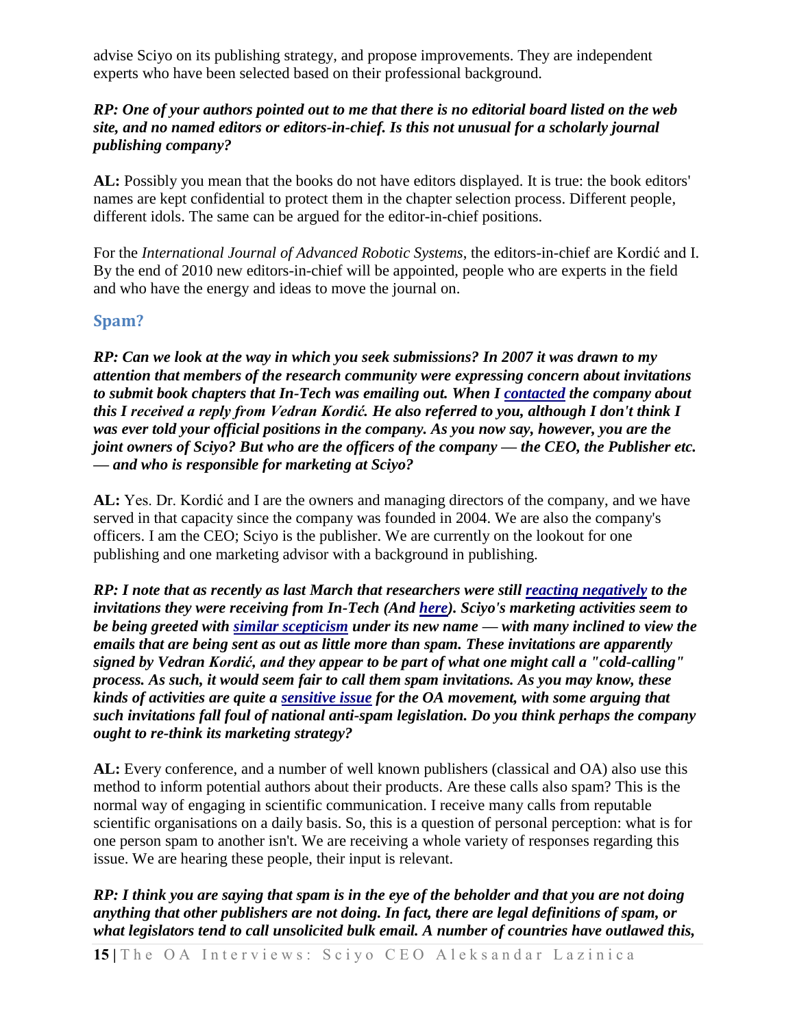advise Sciyo on its publishing strategy, and propose improvements. They are independent experts who have been selected based on their professional background.

***RP: One of your authors pointed out to me that there is no editorial board listed on the web site, and no named editors or editors-in-chief. Is this not unusual for a scholarly journal publishing company?***

**AL:** Possibly you mean that the books do not have editors displayed. It is true: the book editors' names are kept confidential to protect them in the chapter selection process. Different people, different idols. The same can be argued for the editor-in-chief positions.

For the *International Journal of Advanced Robotic Systems*, the editors-in-chief are Kordić and I. By the end of 2010 new editors-in-chief will be appointed, people who are experts in the field and who have the energy and ideas to move the journal on.

## Spam?

***RP: Can we look at the way in which you seek submissions? In 2007 it was drawn to my attention that members of the research community were expressing concern about invitations to submit book chapters that In-Tech was emailing out. When I contacted the company about this I received a reply from Vedran Kordić. He also referred to you, although I don't think I was ever told your official positions in the company. As you now say, however, you are the joint owners of Sciyo? But who are the officers of the company — the CEO, the Publisher etc. — and who is responsible for marketing at Sciyo?***

**AL:** Yes. Dr. Kordić and I are the owners and managing directors of the company, and we have served in that capacity since the company was founded in 2004. We are also the company's officers. I am the CEO; Sciyo is the publisher. We are currently on the lookout for one publishing and one marketing advisor with a background in publishing.

***RP: I note that as recently as last March that researchers were still reacting negatively to the invitations they were receiving from In-Tech (And here). Sciyo's marketing activities seem to be being greeted with similar scepticism under its new name — with many inclined to view the emails that are being sent as out as little more than spam. These invitations are apparently signed by Vedran Kordić, and they appear to be part of what one might call a "cold-calling" process. As such, it would seem fair to call them spam invitations. As you may know, these kinds of activities are quite a sensitive issue for the OA movement, with some arguing that such invitations fall foul of national anti-spam legislation. Do you think perhaps the company ought to re-think its marketing strategy?***

**AL:** Every conference, and a number of well known publishers (classical and OA) also use this method to inform potential authors about their products. Are these calls also spam? This is the normal way of engaging in scientific communication. I receive many calls from reputable scientific organisations on a daily basis. So, this is a question of personal perception: what is for one person spam to another isn't. We are receiving a whole variety of responses regarding this issue. We are hearing these people, their input is relevant.

***RP: I think you are saying that spam is in the eye of the beholder and that you are not doing anything that other publishers are not doing. In fact, there are legal definitions of spam, or what legislators tend to call unsolicited bulk email. A number of countries have outlawed this,***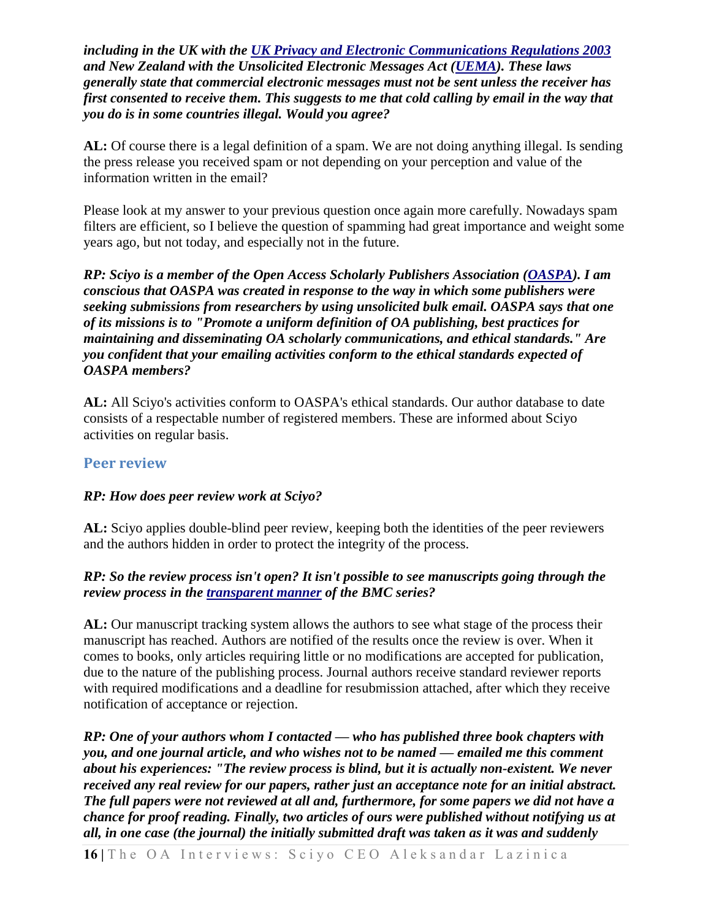***including in the UK with the [UK Privacy and Electronic Communications Regulations 2003](#) and New Zealand with the Unsolicited Electronic Messages Act ([UEMA](#)). These laws generally state that commercial electronic messages must not be sent unless the receiver has first consented to receive them. This suggests to me that cold calling by email in the way that you do is in some countries illegal. Would you agree?***

**AL:** Of course there is a legal definition of a spam. We are not doing anything illegal. Is sending the press release you received spam or not depending on your perception and value of the information written in the email?

Please look at my answer to your previous question once again more carefully. Nowadays spam filters are efficient, so I believe the question of spamming had great importance and weight some years ago, but not today, and especially not in the future.

***RP: Sciyo is a member of the Open Access Scholarly Publishers Association ([OASPA](#)). I am conscious that OASPA was created in response to the way in which some publishers were seeking submissions from researchers by using unsolicited bulk email. OASPA says that one of its missions is to "Promote a uniform definition of OA publishing, best practices for maintaining and disseminating OA scholarly communications, and ethical standards." Are you confident that your emailing activities conform to the ethical standards expected of OASPA members?***

**AL:** All Sciyo's activities conform to OASPA's ethical standards. Our author database to date consists of a respectable number of registered members. These are informed about Sciyo activities on regular basis.

## Peer review

***RP: How does peer review work at Sciyo?***

**AL:** Sciyo applies double-blind peer review, keeping both the identities of the peer reviewers and the authors hidden in order to protect the integrity of the process.

***RP: So the review process isn't open? It isn't possible to see manuscripts going through the review process in the [transparent manner](#) of the BMC series?***

**AL:** Our manuscript tracking system allows the authors to see what stage of the process their manuscript has reached. Authors are notified of the results once the review is over. When it comes to books, only articles requiring little or no modifications are accepted for publication, due to the nature of the publishing process. Journal authors receive standard reviewer reports with required modifications and a deadline for resubmission attached, after which they receive notification of acceptance or rejection.

***RP: One of your authors whom I contacted — who has published three book chapters with you, and one journal article, and who wishes not to be named — emailed me this comment about his experiences: "The review process is blind, but it is actually non-existent. We never received any real review for our papers, rather just an acceptance note for an initial abstract. The full papers were not reviewed at all and, furthermore, for some papers we did not have a chance for proof reading. Finally, two articles of ours were published without notifying us at all, in one case (the journal) the initially submitted draft was taken as it was and suddenly***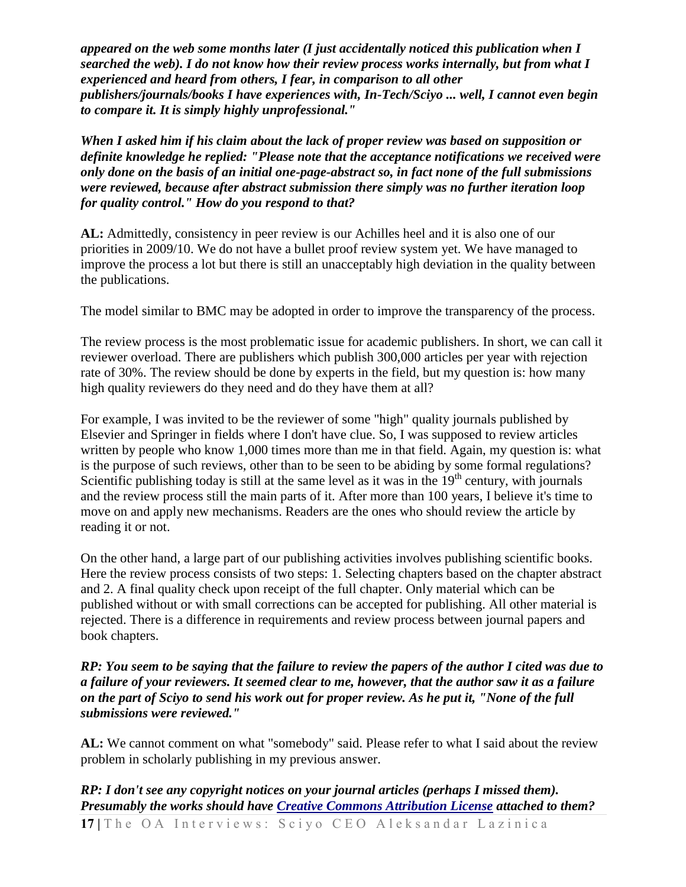***appeared on the web some months later (I just accidentally noticed this publication when I searched the web). I do not know how their review process works internally, but from what I experienced and heard from others, I fear, in comparison to all other publishers/journals/books I have experiences with, In-Tech/Sciyo ... well, I cannot even begin to compare it. It is simply highly unprofessional."***

***When I asked him if his claim about the lack of proper review was based on supposition or definite knowledge he replied: "Please note that the acceptance notifications we received were only done on the basis of an initial one-page-abstract so, in fact none of the full submissions were reviewed, because after abstract submission there simply was no further iteration loop for quality control." How do you respond to that?***

**AL:** Admittedly, consistency in peer review is our Achilles heel and it is also one of our priorities in 2009/10. We do not have a bullet proof review system yet. We have managed to improve the process a lot but there is still an unacceptably high deviation in the quality between the publications.

The model similar to BMC may be adopted in order to improve the transparency of the process.

The review process is the most problematic issue for academic publishers. In short, we can call it reviewer overload. There are publishers which publish 300,000 articles per year with rejection rate of 30%. The review should be done by experts in the field, but my question is: how many high quality reviewers do they need and do they have them at all?

For example, I was invited to be the reviewer of some "high" quality journals published by Elsevier and Springer in fields where I don't have clue. So, I was supposed to review articles written by people who know 1,000 times more than me in that field. Again, my question is: what is the purpose of such reviews, other than to be seen to be abiding by some formal regulations? Scientific publishing today is still at the same level as it was in the 19th century, with journals and the review process still the main parts of it. After more than 100 years, I believe it's time to move on and apply new mechanisms. Readers are the ones who should review the article by reading it or not.

On the other hand, a large part of our publishing activities involves publishing scientific books. Here the review process consists of two steps: 1. Selecting chapters based on the chapter abstract and 2. A final quality check upon receipt of the full chapter. Only material which can be published without or with small corrections can be accepted for publishing. All other material is rejected. There is a difference in requirements and review process between journal papers and book chapters.

***RP: You seem to be saying that the failure to review the papers of the author I cited was due to a failure of your reviewers. It seemed clear to me, however, that the author saw it as a failure on the part of Sciyo to send his work out for proper review. As he put it, "None of the full submissions were reviewed."***

**AL:** We cannot comment on what "somebody" said. Please refer to what I said about the review problem in scholarly publishing in my previous answer.

***RP: I don't see any copyright notices on your journal articles (perhaps I missed them). Presumably the works should have [Creative Commons Attribution License]() attached to them?***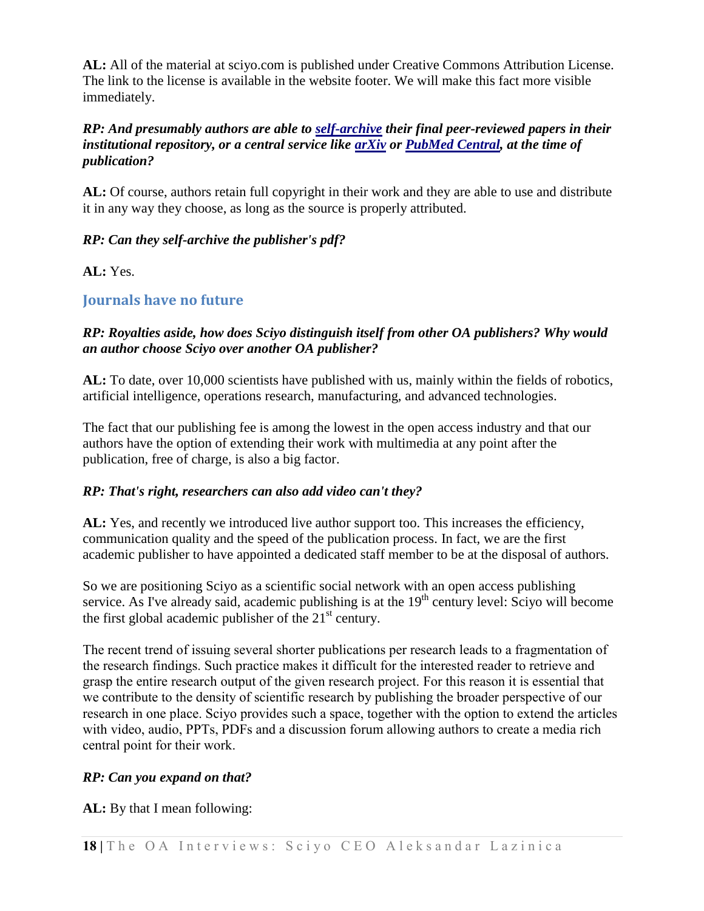**AL:** All of the material at sciyo.com is published under Creative Commons Attribution License. The link to the license is available in the website footer. We will make this fact more visible immediately.

***RP: And presumably authors are able to self-archive their final peer-reviewed papers in their institutional repository, or a central service like arXiv or PubMed Central, at the time of publication?***

**AL:** Of course, authors retain full copyright in their work and they are able to use and distribute it in any way they choose, as long as the source is properly attributed.

***RP: Can they self-archive the publisher's pdf?***

**AL:** Yes.

## Journals have no future

***RP: Royalties aside, how does Sciyo distinguish itself from other OA publishers? Why would an author choose Sciyo over another OA publisher?***

**AL:** To date, over 10,000 scientists have published with us, mainly within the fields of robotics, artificial intelligence, operations research, manufacturing, and advanced technologies.

The fact that our publishing fee is among the lowest in the open access industry and that our authors have the option of extending their work with multimedia at any point after the publication, free of charge, is also a big factor.

***RP: That's right, researchers can also add video can't they?***

**AL:** Yes, and recently we introduced live author support too. This increases the efficiency, communication quality and the speed of the publication process. In fact, we are the first academic publisher to have appointed a dedicated staff member to be at the disposal of authors.

So we are positioning Sciyo as a scientific social network with an open access publishing service. As I've already said, academic publishing is at the 19th century level: Sciyo will become the first global academic publisher of the 21st century.

The recent trend of issuing several shorter publications per research leads to a fragmentation of the research findings. Such practice makes it difficult for the interested reader to retrieve and grasp the entire research output of the given research project. For this reason it is essential that we contribute to the density of scientific research by publishing the broader perspective of our research in one place. Sciyo provides such a space, together with the option to extend the articles with video, audio, PPTs, PDFs and a discussion forum allowing authors to create a media rich central point for their work.

***RP: Can you expand on that?***

**AL:** By that I mean following: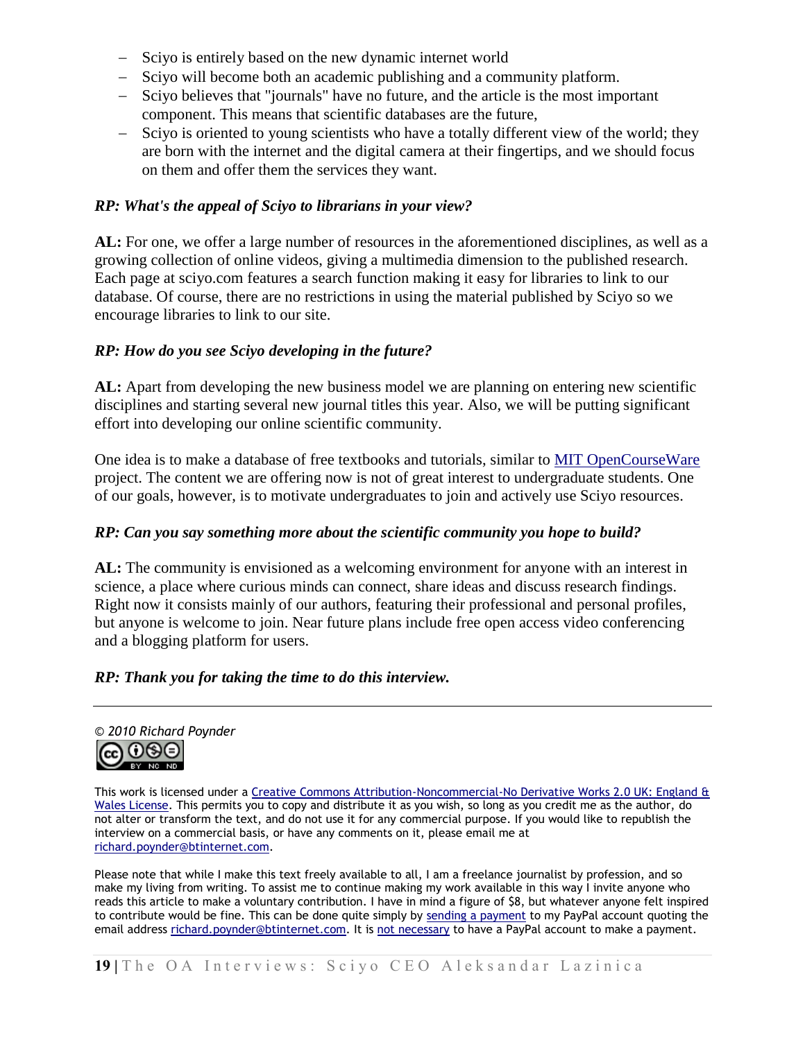- Sciyo is entirely based on the new dynamic internet world
- Sciyo will become both an academic publishing and a community platform.
- Sciyo believes that "journals" have no future, and the article is the most important component. This means that scientific databases are the future,
- Sciyo is oriented to young scientists who have a totally different view of the world; they are born with the internet and the digital camera at their fingertips, and we should focus on them and offer them the services they want.

***RP: What's the appeal of Sciyo to librarians in your view?***

**AL:** For one, we offer a large number of resources in the aforementioned disciplines, as well as a growing collection of online videos, giving a multimedia dimension to the published research. Each page at sciyo.com features a search function making it easy for libraries to link to our database. Of course, there are no restrictions in using the material published by Sciyo so we encourage libraries to link to our site.

***RP: How do you see Sciyo developing in the future?***

**AL:** Apart from developing the new business model we are planning on entering new scientific disciplines and starting several new journal titles this year. Also, we will be putting significant effort into developing our online scientific community.

One idea is to make a database of free textbooks and tutorials, similar to MIT OpenCourseWare project. The content we are offering now is not of great interest to undergraduate students. One of our goals, however, is to motivate undergraduates to join and actively use Sciyo resources.

***RP: Can you say something more about the scientific community you hope to build?***

**AL:** The community is envisioned as a welcoming environment for anyone with an interest in science, a place where curious minds can connect, share ideas and discuss research findings. Right now it consists mainly of our authors, featuring their professional and personal profiles, but anyone is welcome to join. Near future plans include free open access video conferencing and a blogging platform for users.

***RP: Thank you for taking the time to do this interview.***

---

*© 2010 Richard Poynder*

This work is licensed under a Creative Commons Attribution-Noncommercial-No Derivative Works 2.0 UK: England & Wales License. This permits you to copy and distribute it as you wish, so long as you credit me as the author, do not alter or transform the text, and do not use it for any commercial purpose. If you would like to republish the interview on a commercial basis, or have any comments on it, please email me at richard.poynder@btinternet.com.

Please note that while I make this text freely available to all, I am a freelance journalist by profession, and so make my living from writing. To assist me to continue making my work available in this way I invite anyone who reads this article to make a voluntary contribution. I have in mind a figure of $8, but whatever anyone felt inspired to contribute would be fine. This can be done quite simply by sending a payment to my PayPal account quoting the email address richard.poynder@btinternet.com. It is not necessary to have a PayPal account to make a payment.